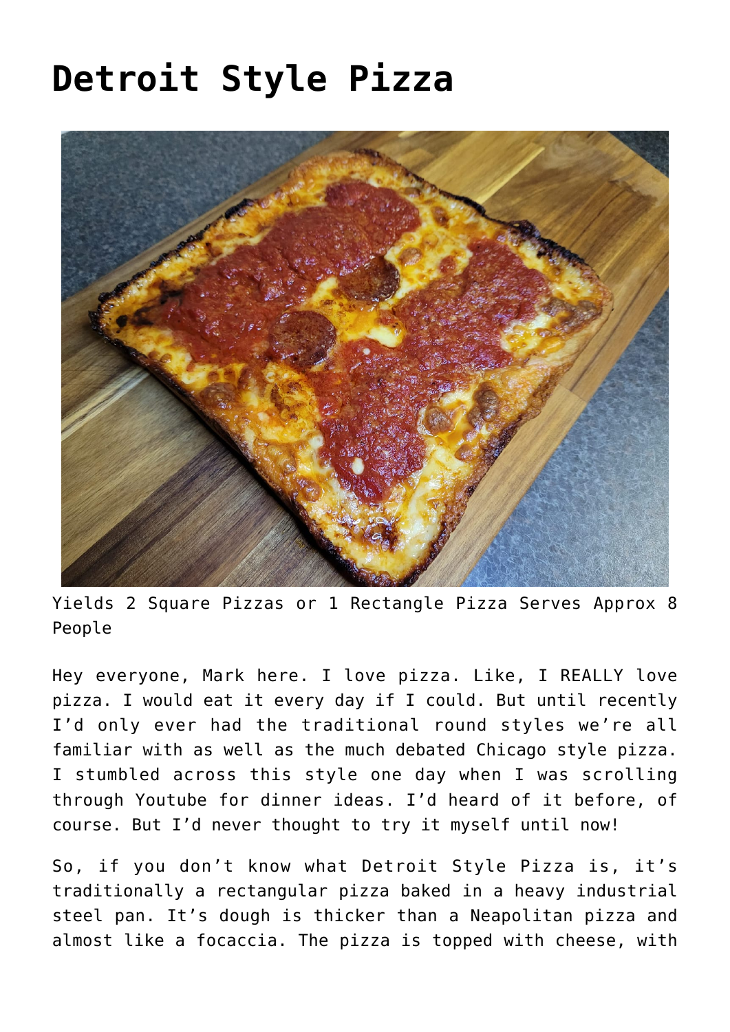# Detroit Style Pizza

Yields 2 Square Pizzas or 1 Rectangle Pizza Serves Approx 8 People

Hey everyone, Mark here. I love pizza. Like, I REALLY love pizza. I would eat it every day if I could. But until recently I'd only ever had the traditional round styles we're all familiar with as well as the much debated Chicago style pizza. I stumbled across this style one day when I was scrolling through Youtube for dinner ideas. I'd heard of it before, of course. But I'd never thought to try it myself until now!

So, if you don't know what Detroit Style Pizza is, it's traditionally a rectangular pizza baked in a heavy industrial steel pan. It's dough is thicker than a Neapolitan pizza and almost like a focaccia. The pizza is topped with cheese, with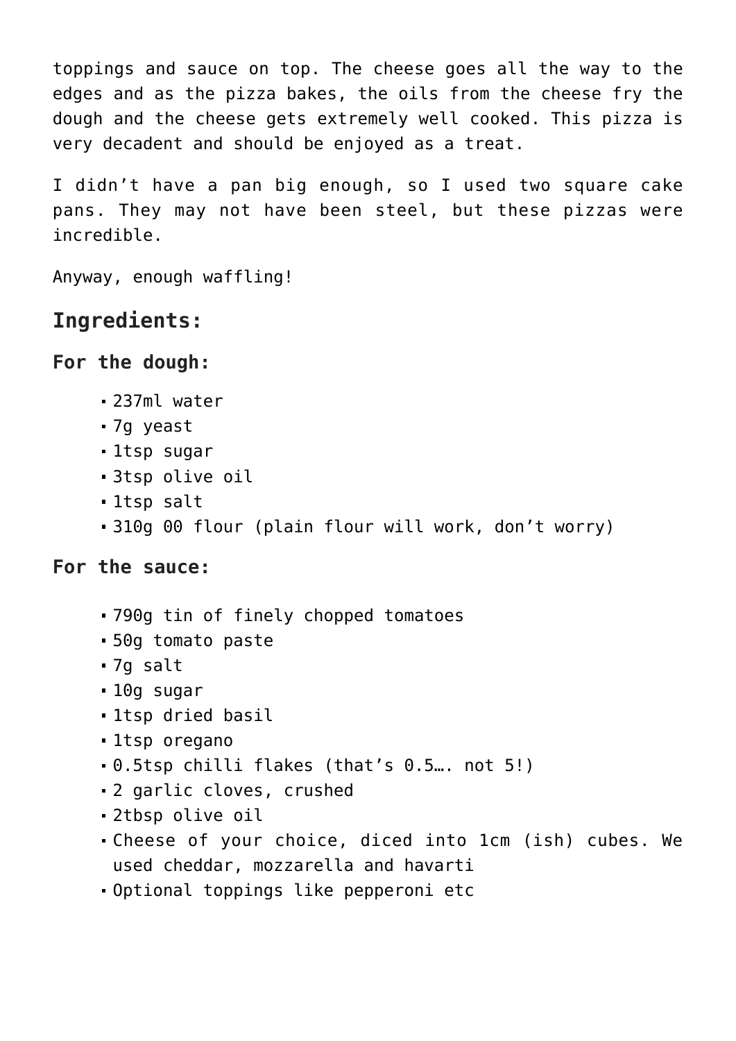toppings and sauce on top. The cheese goes all the way to the edges and as the pizza bakes, the oils from the cheese fry the dough and the cheese gets extremely well cooked. This pizza is very decadent and should be enjoyed as a treat.

I didn't have a pan big enough, so I used two square cake pans. They may not have been steel, but these pizzas were incredible.

Anyway, enough waffling!

## Ingredients:

### For the dough:

- 237ml water
- 7g yeast
- 1tsp sugar
- 3tsp olive oil
- 1tsp salt
- 310g 00 flour (plain flour will work, don't worry)

### For the sauce:

- 790g tin of finely chopped tomatoes
- 50g tomato paste
- 7g salt
- 10g sugar
- 1tsp dried basil
- 1tsp oregano
- 0.5tsp chilli flakes (that's 0.5…. not 5!)
- 2 garlic cloves, crushed
- 2tbsp olive oil
- Cheese of your choice, diced into 1cm (ish) cubes. We used cheddar, mozzarella and havarti
- Optional toppings like pepperoni etc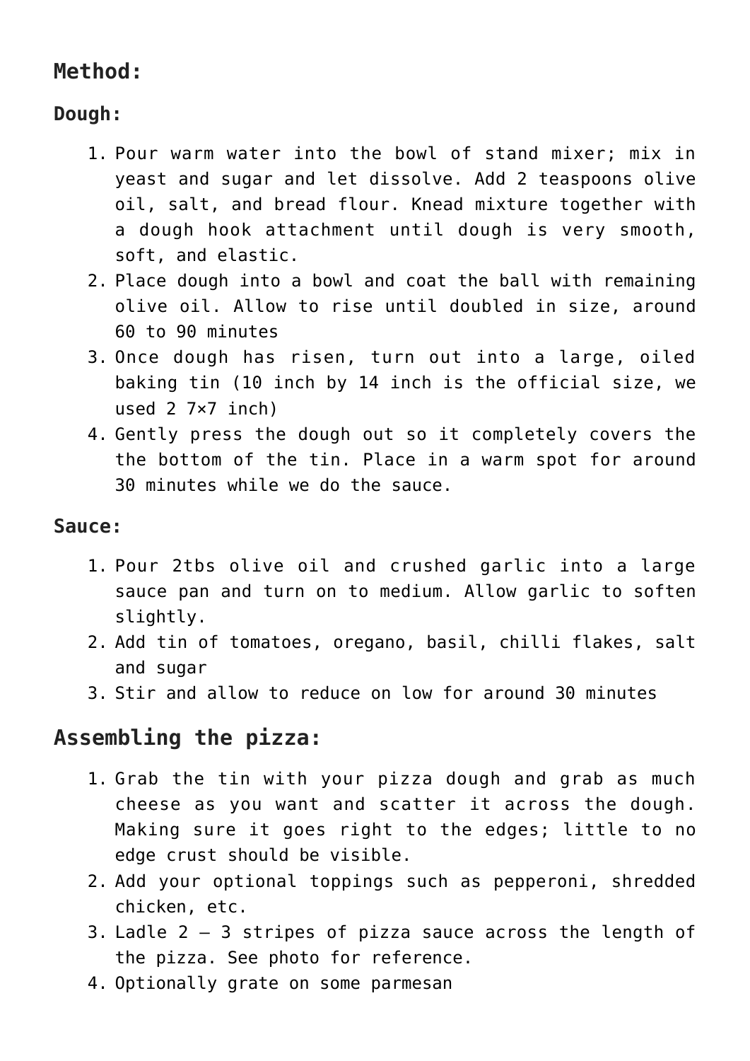## Method:

### Dough:

1. Pour warm water into the bowl of stand mixer; mix in yeast and sugar and let dissolve. Add 2 teaspoons olive oil, salt, and bread flour. Knead mixture together with a dough hook attachment until dough is very smooth, soft, and elastic.
2. Place dough into a bowl and coat the ball with remaining olive oil. Allow to rise until doubled in size, around 60 to 90 minutes
3. Once dough has risen, turn out into a large, oiled baking tin (10 inch by 14 inch is the official size, we used 2 7×7 inch)
4. Gently press the dough out so it completely covers the the bottom of the tin. Place in a warm spot for around 30 minutes while we do the sauce.

### Sauce:

1. Pour 2tbs olive oil and crushed garlic into a large sauce pan and turn on to medium. Allow garlic to soften slightly.
2. Add tin of tomatoes, oregano, basil, chilli flakes, salt and sugar
3. Stir and allow to reduce on low for around 30 minutes

## Assembling the pizza:

1. Grab the tin with your pizza dough and grab as much cheese as you want and scatter it across the dough. Making sure it goes right to the edges; little to no edge crust should be visible.
2. Add your optional toppings such as pepperoni, shredded chicken, etc.
3. Ladle 2 – 3 stripes of pizza sauce across the length of the pizza. See photo for reference.
4. Optionally grate on some parmesan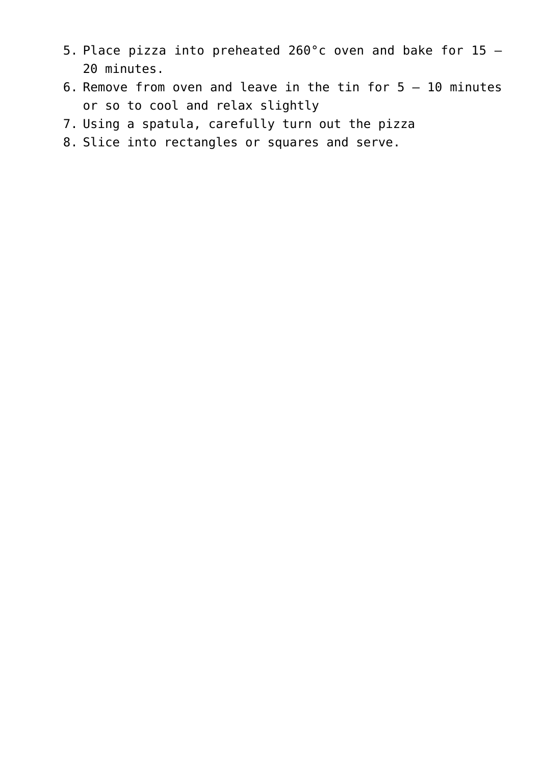5. Place pizza into preheated 260°c oven and bake for 15 – 20 minutes.
6. Remove from oven and leave in the tin for 5 – 10 minutes or so to cool and relax slightly
7. Using a spatula, carefully turn out the pizza
8. Slice into rectangles or squares and serve.